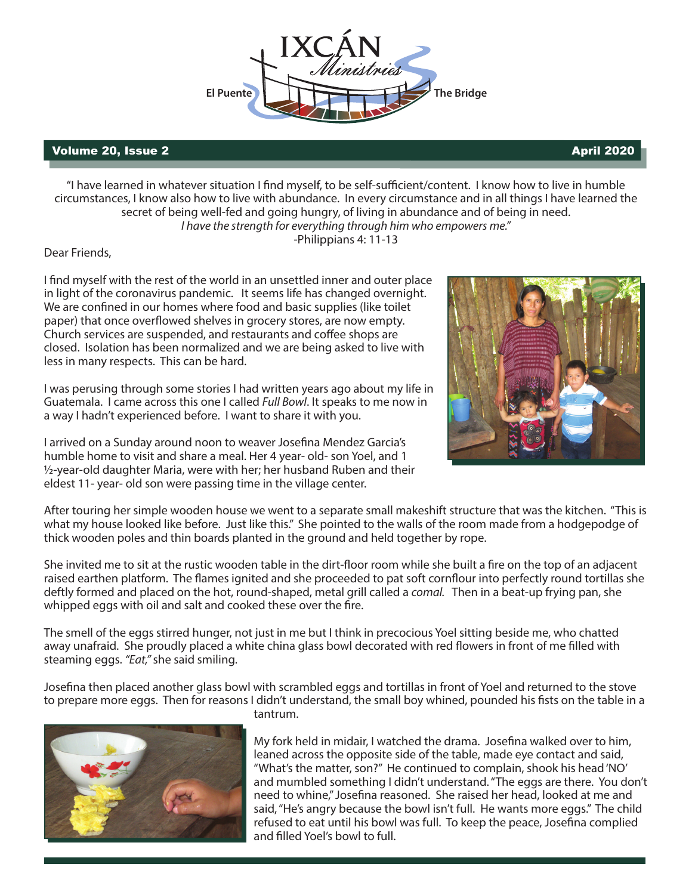# IXCÁN Ministries

El Puente — The Bridge

**Volume 20, Issue 2** — **April 2020**

"I have learned in whatever situation I find myself, to be self-sufficient/content. I know how to live in humble circumstances, I know also how to live with abundance. In every circumstance and in all things I have learned the secret of being well-fed and going hungry, of living in abundance and of being in need. *I have the strength for everything through him who empowers me."*
-Philippians 4: 11-13

Dear Friends,

I find myself with the rest of the world in an unsettled inner and outer place in light of the coronavirus pandemic. It seems life has changed overnight. We are confined in our homes where food and basic supplies (like toilet paper) that once overflowed shelves in grocery stores, are now empty. Church services are suspended, and restaurants and coffee shops are closed. Isolation has been normalized and we are being asked to live with less in many respects. This can be hard.

I was perusing through some stories I had written years ago about my life in Guatemala. I came across this one I called *Full Bowl*. It speaks to me now in a way I hadn't experienced before. I want to share it with you.

I arrived on a Sunday around noon to weaver Josefina Mendez Garcia's humble home to visit and share a meal. Her 4 year- old- son Yoel, and 1 ½-year-old daughter Maria, were with her; her husband Ruben and their eldest 11- year- old son were passing time in the village center.

After touring her simple wooden house we went to a separate small makeshift structure that was the kitchen. "This is what my house looked like before. Just like this." She pointed to the walls of the room made from a hodgepodge of thick wooden poles and thin boards planted in the ground and held together by rope.

She invited me to sit at the rustic wooden table in the dirt-floor room while she built a fire on the top of an adjacent raised earthen platform. The flames ignited and she proceeded to pat soft cornflour into perfectly round tortillas she deftly formed and placed on the hot, round-shaped, metal grill called a *comal.* Then in a beat-up frying pan, she whipped eggs with oil and salt and cooked these over the fire.

The smell of the eggs stirred hunger, not just in me but I think in precocious Yoel sitting beside me, who chatted away unafraid. She proudly placed a white china glass bowl decorated with red flowers in front of me filled with steaming eggs. *"Eat,"* she said smiling.

Josefina then placed another glass bowl with scrambled eggs and tortillas in front of Yoel and returned to the stove to prepare more eggs. Then for reasons I didn't understand, the small boy whined, pounded his fists on the table in a tantrum.

My fork held in midair, I watched the drama. Josefina walked over to him, leaned across the opposite side of the table, made eye contact and said, "What's the matter, son?" He continued to complain, shook his head 'NO' and mumbled something I didn't understand. "The eggs are there. You don't need to whine," Josefina reasoned. She raised her head, looked at me and said, "He's angry because the bowl isn't full. He wants more eggs." The child refused to eat until his bowl was full. To keep the peace, Josefina complied and filled Yoel's bowl to full.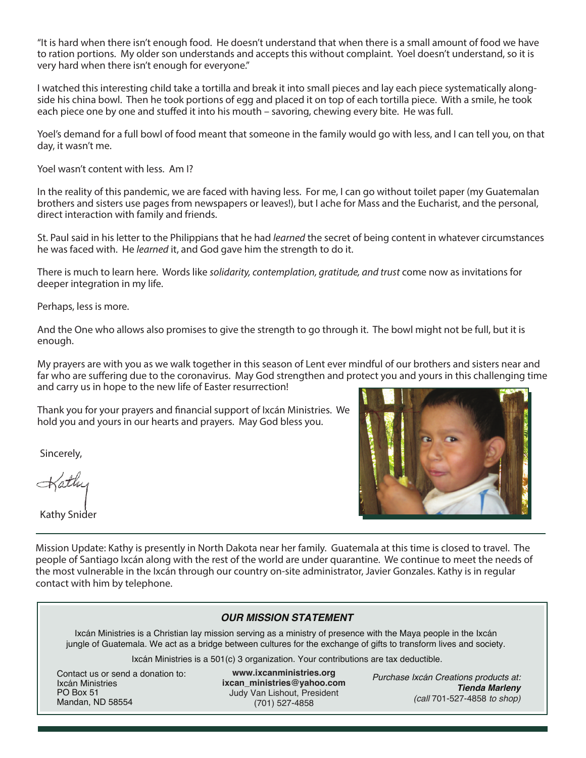"It is hard when there isn't enough food. He doesn't understand that when there is a small amount of food we have to ration portions. My older son understands and accepts this without complaint. Yoel doesn't understand, so it is very hard when there isn't enough for everyone."

I watched this interesting child take a tortilla and break it into small pieces and lay each piece systematically alongside his china bowl. Then he took portions of egg and placed it on top of each tortilla piece. With a smile, he took each piece one by one and stuffed it into his mouth – savoring, chewing every bite. He was full.

Yoel's demand for a full bowl of food meant that someone in the family would go with less, and I can tell you, on that day, it wasn't me.

Yoel wasn't content with less. Am I?

In the reality of this pandemic, we are faced with having less. For me, I can go without toilet paper (my Guatemalan brothers and sisters use pages from newspapers or leaves!), but I ache for Mass and the Eucharist, and the personal, direct interaction with family and friends.

St. Paul said in his letter to the Philippians that he had *learned* the secret of being content in whatever circumstances he was faced with. He *learned* it, and God gave him the strength to do it.

There is much to learn here. Words like *solidarity, contemplation, gratitude, and trust* come now as invitations for deeper integration in my life.

Perhaps, less is more.

And the One who allows also promises to give the strength to go through it. The bowl might not be full, but it is enough.

My prayers are with you as we walk together in this season of Lent ever mindful of our brothers and sisters near and far who are suffering due to the coronavirus. May God strengthen and protect you and yours in this challenging time and carry us in hope to the new life of Easter resurrection!

Thank you for your prayers and financial support of Ixcán Ministries. We hold you and yours in our hearts and prayers. May God bless you.

Sincerely,

Kathy

Kathy Snider

---

Mission Update: Kathy is presently in North Dakota near her family. Guatemala at this time is closed to travel. The people of Santiago Ixcán along with the rest of the world are under quarantine. We continue to meet the needs of the most vulnerable in the Ixcán through our country on-site administrator, Javier Gonzales. Kathy is in regular contact with him by telephone.

### *OUR MISSION STATEMENT*

Ixcán Ministries is a Christian lay mission serving as a ministry of presence with the Maya people in the Ixcán jungle of Guatemala. We act as a bridge between cultures for the exchange of gifts to transform lives and society.

Ixcán Ministries is a 501(c) 3 organization. Your contributions are tax deductible.

Contact us or send a donation to:
Ixcán Ministries
PO Box 51
Mandan, ND 58554

**www.ixcanministries.org**
**ixcan_ministries@yahoo.com**
Judy Van Lishout, President
(701) 527-4858

*Purchase Ixcán Creations products at:*
***Tienda Marleny***
*(call 701-527-4858 to shop)*